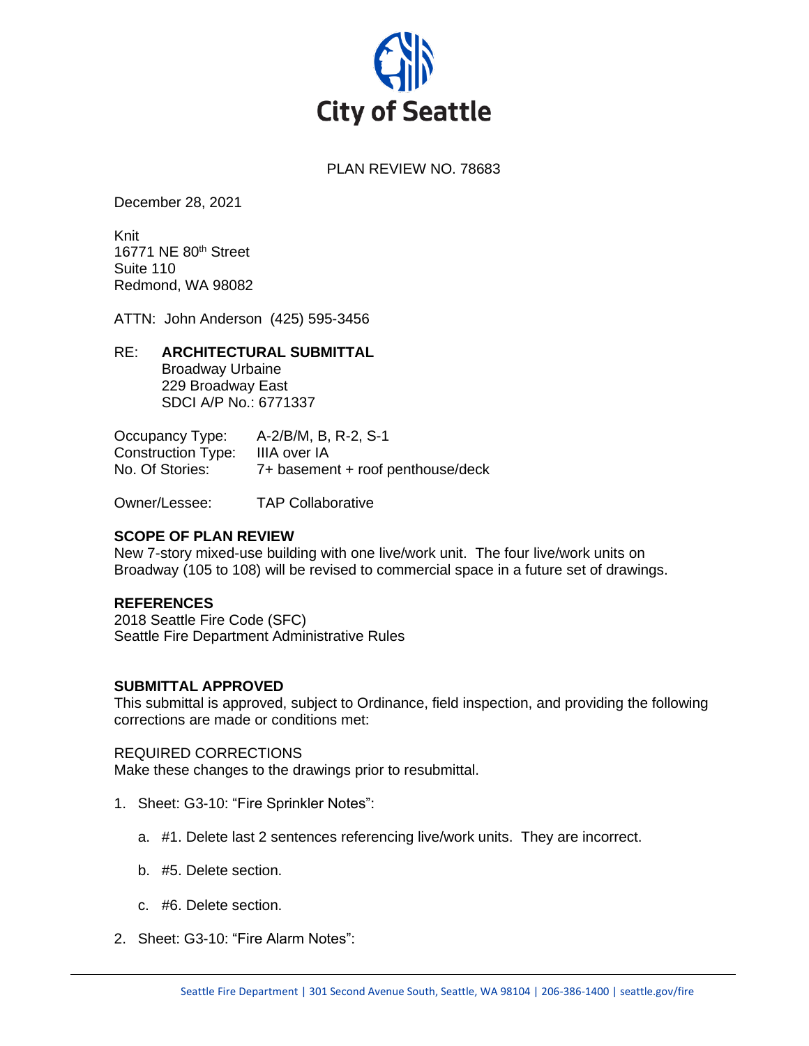City of Seattle

PLAN REVIEW NO. 78683

December 28, 2021

Knit
16771 NE 80th Street
Suite 110
Redmond, WA 98082

ATTN: John Anderson (425) 595-3456

RE: **ARCHITECTURAL SUBMITTAL**
Broadway Urbaine
229 Broadway East
SDCI A/P No.: 6771337

Occupancy Type: A-2/B/M, B, R-2, S-1
Construction Type: IIIA over IA
No. Of Stories: 7+ basement + roof penthouse/deck

Owner/Lessee: TAP Collaborative

**SCOPE OF PLAN REVIEW**
New 7-story mixed-use building with one live/work unit. The four live/work units on Broadway (105 to 108) will be revised to commercial space in a future set of drawings.

**REFERENCES**
2018 Seattle Fire Code (SFC)
Seattle Fire Department Administrative Rules

**SUBMITTAL APPROVED**
This submittal is approved, subject to Ordinance, field inspection, and providing the following corrections are made or conditions met:

REQUIRED CORRECTIONS
Make these changes to the drawings prior to resubmittal.

1. Sheet: G3-10: "Fire Sprinkler Notes":

    a. #1. Delete last 2 sentences referencing live/work units. They are incorrect.

    b. #5. Delete section.

    c. #6. Delete section.

2. Sheet: G3-10: "Fire Alarm Notes":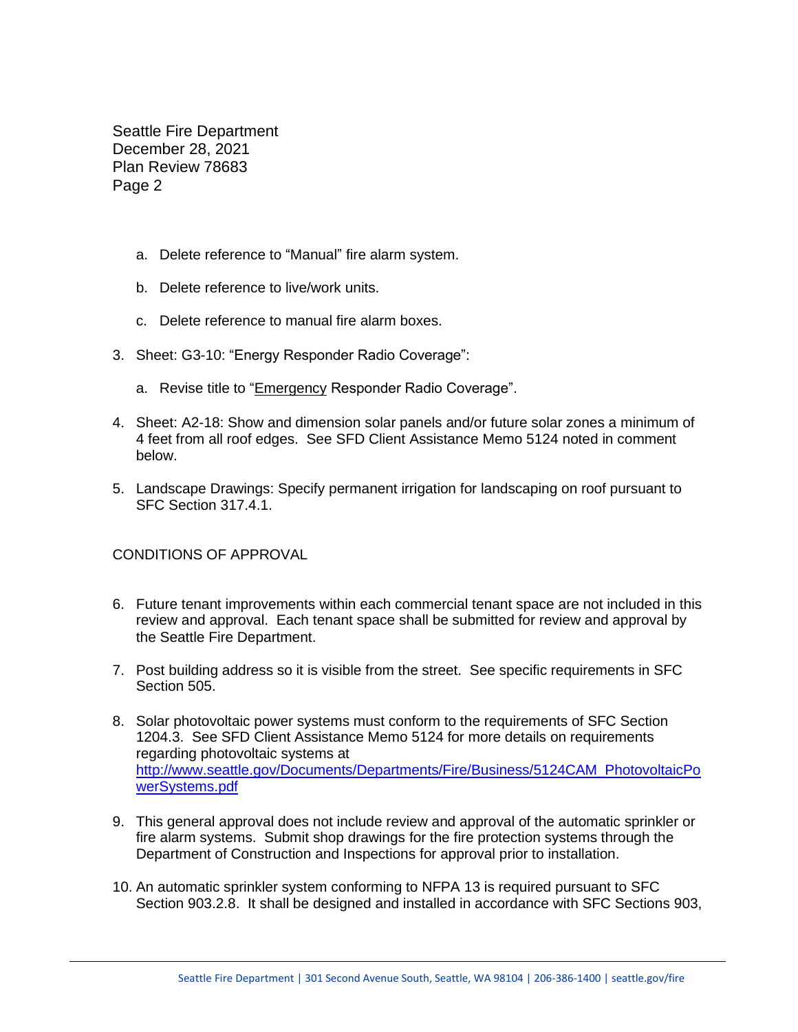a. Delete reference to “Manual” fire alarm system.

b. Delete reference to live/work units.

c. Delete reference to manual fire alarm boxes.

3. Sheet: G3-10: “Energy Responder Radio Coverage”:

   a. Revise title to “<u>Emergency</u> Responder Radio Coverage”.

4. Sheet: A2-18: Show and dimension solar panels and/or future solar zones a minimum of 4 feet from all roof edges. See SFD Client Assistance Memo 5124 noted in comment below.

5. Landscape Drawings: Specify permanent irrigation for landscaping on roof pursuant to SFC Section 317.4.1.

CONDITIONS OF APPROVAL

6. Future tenant improvements within each commercial tenant space are not included in this review and approval. Each tenant space shall be submitted for review and approval by the Seattle Fire Department.

7. Post building address so it is visible from the street. See specific requirements in SFC Section 505.

8. Solar photovoltaic power systems must conform to the requirements of SFC Section 1204.3. See SFD Client Assistance Memo 5124 for more details on requirements regarding photovoltaic systems at [http://www.seattle.gov/Documents/Departments/Fire/Business/5124CAM_PhotovoltaicPowerSystems.pdf](http://www.seattle.gov/Documents/Departments/Fire/Business/5124CAM_PhotovoltaicPowerSystems.pdf)

9. This general approval does not include review and approval of the automatic sprinkler or fire alarm systems. Submit shop drawings for the fire protection systems through the Department of Construction and Inspections for approval prior to installation.

10. An automatic sprinkler system conforming to NFPA 13 is required pursuant to SFC Section 903.2.8. It shall be designed and installed in accordance with SFC Sections 903,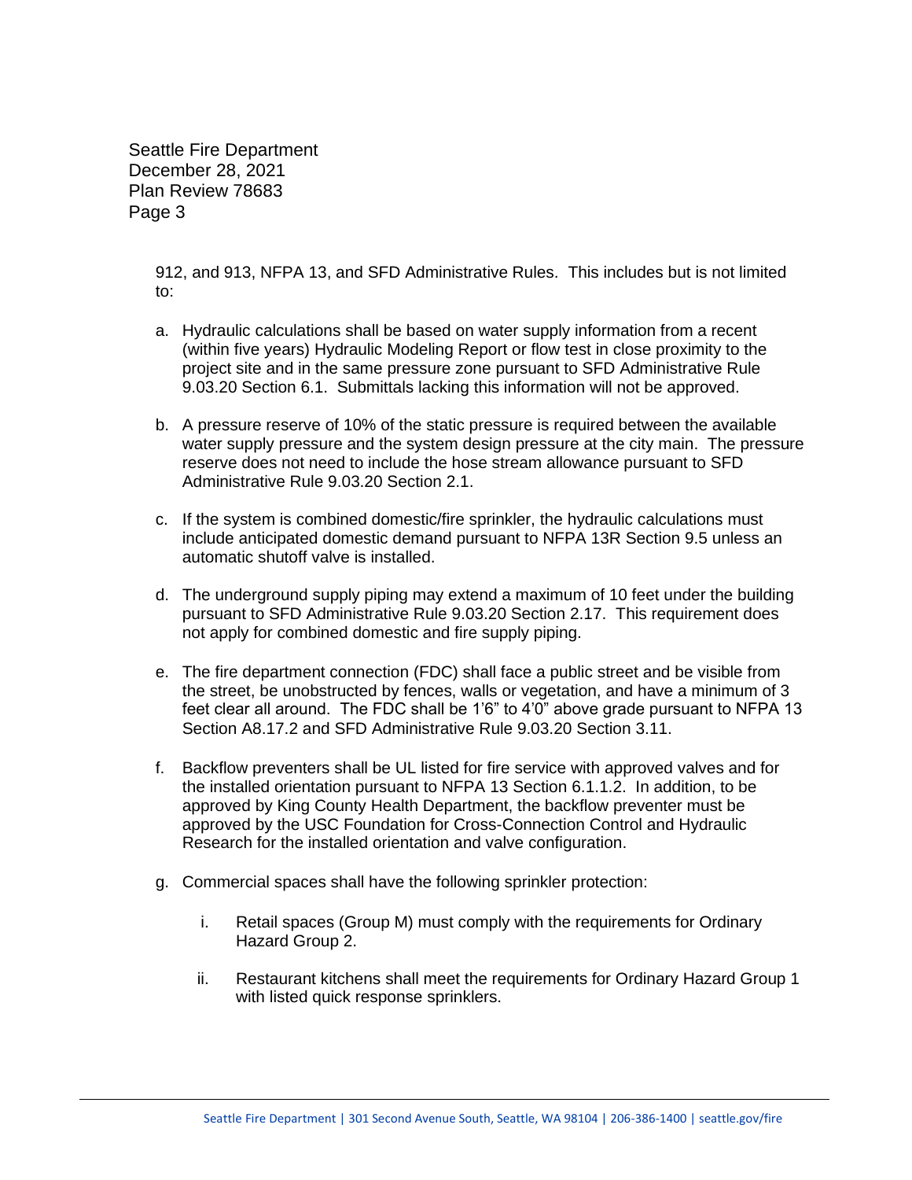912, and 913, NFPA 13, and SFD Administrative Rules. This includes but is not limited to:

a. Hydraulic calculations shall be based on water supply information from a recent (within five years) Hydraulic Modeling Report or flow test in close proximity to the project site and in the same pressure zone pursuant to SFD Administrative Rule 9.03.20 Section 6.1. Submittals lacking this information will not be approved.

b. A pressure reserve of 10% of the static pressure is required between the available water supply pressure and the system design pressure at the city main. The pressure reserve does not need to include the hose stream allowance pursuant to SFD Administrative Rule 9.03.20 Section 2.1.

c. If the system is combined domestic/fire sprinkler, the hydraulic calculations must include anticipated domestic demand pursuant to NFPA 13R Section 9.5 unless an automatic shutoff valve is installed.

d. The underground supply piping may extend a maximum of 10 feet under the building pursuant to SFD Administrative Rule 9.03.20 Section 2.17. This requirement does not apply for combined domestic and fire supply piping.

e. The fire department connection (FDC) shall face a public street and be visible from the street, be unobstructed by fences, walls or vegetation, and have a minimum of 3 feet clear all around. The FDC shall be 1'6" to 4'0" above grade pursuant to NFPA 13 Section A8.17.2 and SFD Administrative Rule 9.03.20 Section 3.11.

f. Backflow preventers shall be UL listed for fire service with approved valves and for the installed orientation pursuant to NFPA 13 Section 6.1.1.2. In addition, to be approved by King County Health Department, the backflow preventer must be approved by the USC Foundation for Cross-Connection Control and Hydraulic Research for the installed orientation and valve configuration.

g. Commercial spaces shall have the following sprinkler protection:

   i. Retail spaces (Group M) must comply with the requirements for Ordinary Hazard Group 2.

   ii. Restaurant kitchens shall meet the requirements for Ordinary Hazard Group 1 with listed quick response sprinklers.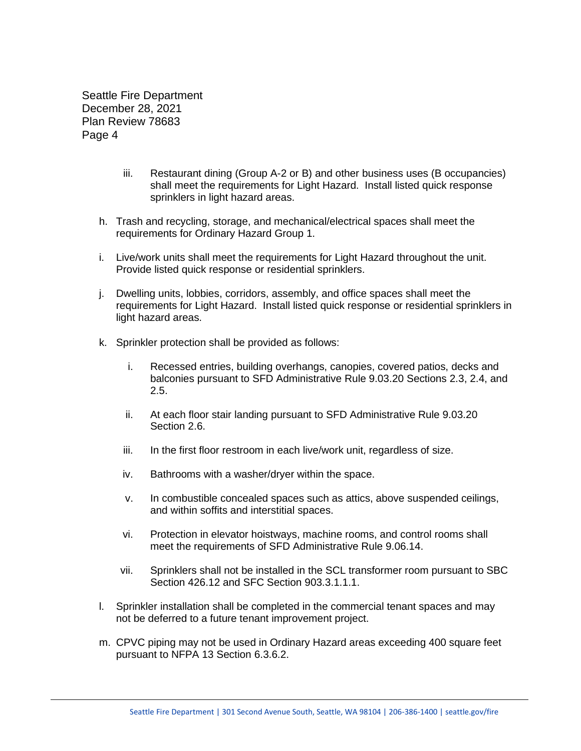iii. Restaurant dining (Group A-2 or B) and other business uses (B occupancies) shall meet the requirements for Light Hazard. Install listed quick response sprinklers in light hazard areas.

h. Trash and recycling, storage, and mechanical/electrical spaces shall meet the requirements for Ordinary Hazard Group 1.

i. Live/work units shall meet the requirements for Light Hazard throughout the unit. Provide listed quick response or residential sprinklers.

j. Dwelling units, lobbies, corridors, assembly, and office spaces shall meet the requirements for Light Hazard. Install listed quick response or residential sprinklers in light hazard areas.

k. Sprinkler protection shall be provided as follows:

   i. Recessed entries, building overhangs, canopies, covered patios, decks and balconies pursuant to SFD Administrative Rule 9.03.20 Sections 2.3, 2.4, and 2.5.

   ii. At each floor stair landing pursuant to SFD Administrative Rule 9.03.20 Section 2.6.

   iii. In the first floor restroom in each live/work unit, regardless of size.

   iv. Bathrooms with a washer/dryer within the space.

   v. In combustible concealed spaces such as attics, above suspended ceilings, and within soffits and interstitial spaces.

   vi. Protection in elevator hoistways, machine rooms, and control rooms shall meet the requirements of SFD Administrative Rule 9.06.14.

   vii. Sprinklers shall not be installed in the SCL transformer room pursuant to SBC Section 426.12 and SFC Section 903.3.1.1.1.

l. Sprinkler installation shall be completed in the commercial tenant spaces and may not be deferred to a future tenant improvement project.

m. CPVC piping may not be used in Ordinary Hazard areas exceeding 400 square feet pursuant to NFPA 13 Section 6.3.6.2.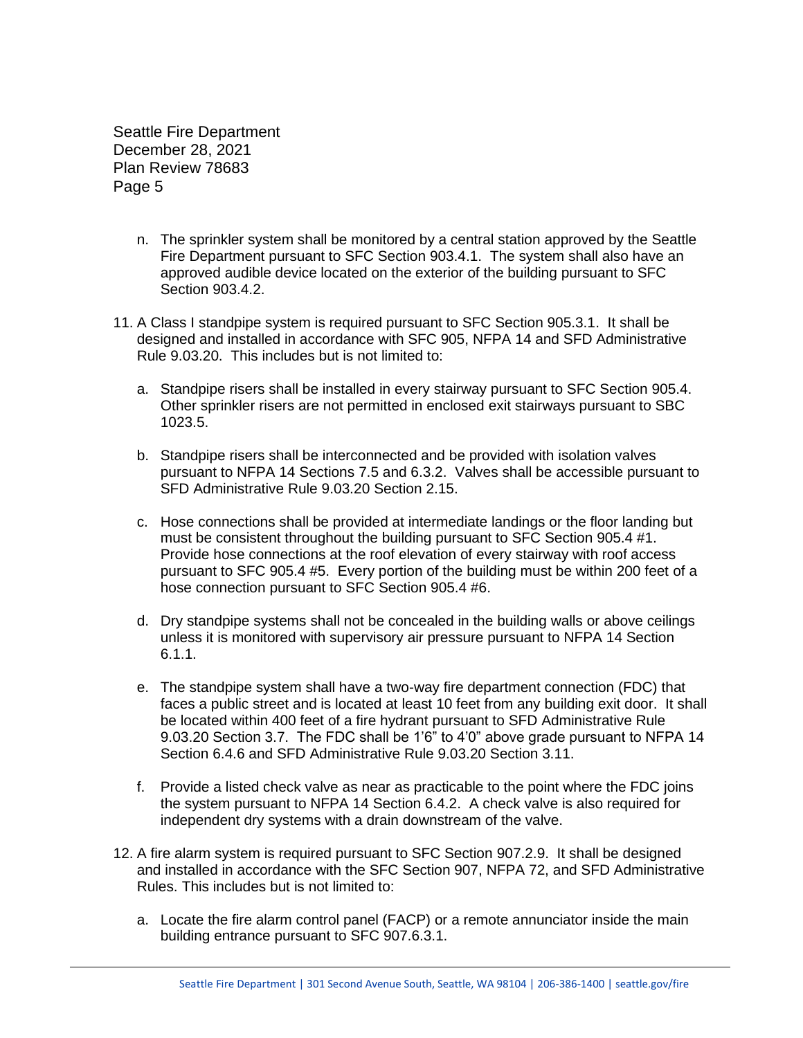n. The sprinkler system shall be monitored by a central station approved by the Seattle Fire Department pursuant to SFC Section 903.4.1. The system shall also have an approved audible device located on the exterior of the building pursuant to SFC Section 903.4.2.

11. A Class I standpipe system is required pursuant to SFC Section 905.3.1. It shall be designed and installed in accordance with SFC 905, NFPA 14 and SFD Administrative Rule 9.03.20. This includes but is not limited to:

    a. Standpipe risers shall be installed in every stairway pursuant to SFC Section 905.4. Other sprinkler risers are not permitted in enclosed exit stairways pursuant to SBC 1023.5.

    b. Standpipe risers shall be interconnected and be provided with isolation valves pursuant to NFPA 14 Sections 7.5 and 6.3.2. Valves shall be accessible pursuant to SFD Administrative Rule 9.03.20 Section 2.15.

    c. Hose connections shall be provided at intermediate landings or the floor landing but must be consistent throughout the building pursuant to SFC Section 905.4 #1. Provide hose connections at the roof elevation of every stairway with roof access pursuant to SFC 905.4 #5. Every portion of the building must be within 200 feet of a hose connection pursuant to SFC Section 905.4 #6.

    d. Dry standpipe systems shall not be concealed in the building walls or above ceilings unless it is monitored with supervisory air pressure pursuant to NFPA 14 Section 6.1.1.

    e. The standpipe system shall have a two-way fire department connection (FDC) that faces a public street and is located at least 10 feet from any building exit door. It shall be located within 400 feet of a fire hydrant pursuant to SFD Administrative Rule 9.03.20 Section 3.7. The FDC shall be 1'6" to 4'0" above grade pursuant to NFPA 14 Section 6.4.6 and SFD Administrative Rule 9.03.20 Section 3.11.

    f. Provide a listed check valve as near as practicable to the point where the FDC joins the system pursuant to NFPA 14 Section 6.4.2. A check valve is also required for independent dry systems with a drain downstream of the valve.

12. A fire alarm system is required pursuant to SFC Section 907.2.9. It shall be designed and installed in accordance with the SFC Section 907, NFPA 72, and SFD Administrative Rules. This includes but is not limited to:

    a. Locate the fire alarm control panel (FACP) or a remote annunciator inside the main building entrance pursuant to SFC 907.6.3.1.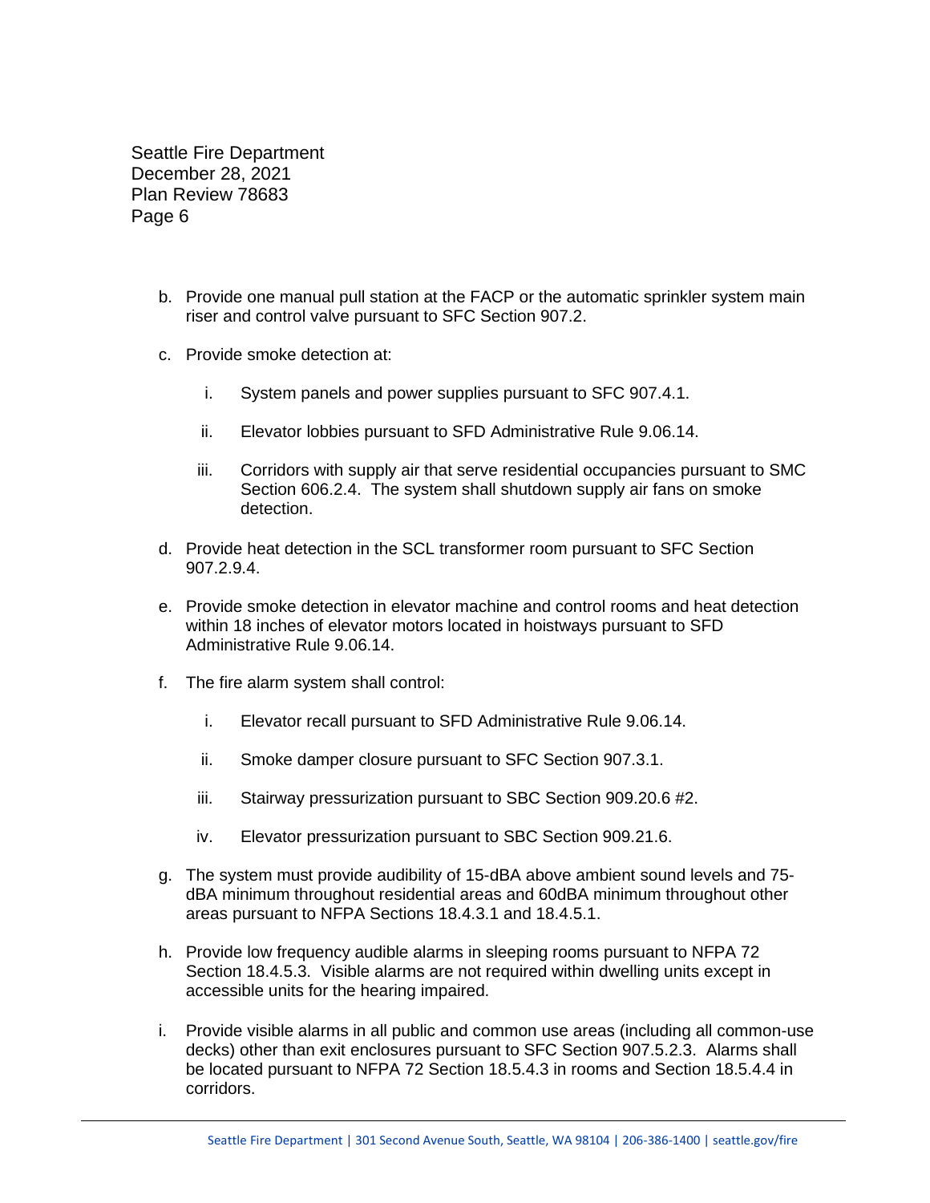b. Provide one manual pull station at the FACP or the automatic sprinkler system main riser and control valve pursuant to SFC Section 907.2.

c. Provide smoke detection at:

   i. System panels and power supplies pursuant to SFC 907.4.1.

   ii. Elevator lobbies pursuant to SFD Administrative Rule 9.06.14.

   iii. Corridors with supply air that serve residential occupancies pursuant to SMC Section 606.2.4. The system shall shutdown supply air fans on smoke detection.

d. Provide heat detection in the SCL transformer room pursuant to SFC Section 907.2.9.4.

e. Provide smoke detection in elevator machine and control rooms and heat detection within 18 inches of elevator motors located in hoistways pursuant to SFD Administrative Rule 9.06.14.

f. The fire alarm system shall control:

   i. Elevator recall pursuant to SFD Administrative Rule 9.06.14.

   ii. Smoke damper closure pursuant to SFC Section 907.3.1.

   iii. Stairway pressurization pursuant to SBC Section 909.20.6 #2.

   iv. Elevator pressurization pursuant to SBC Section 909.21.6.

g. The system must provide audibility of 15-dBA above ambient sound levels and 75-dBA minimum throughout residential areas and 60dBA minimum throughout other areas pursuant to NFPA Sections 18.4.3.1 and 18.4.5.1.

h. Provide low frequency audible alarms in sleeping rooms pursuant to NFPA 72 Section 18.4.5.3. Visible alarms are not required within dwelling units except in accessible units for the hearing impaired.

i. Provide visible alarms in all public and common use areas (including all common-use decks) other than exit enclosures pursuant to SFC Section 907.5.2.3. Alarms shall be located pursuant to NFPA 72 Section 18.5.4.3 in rooms and Section 18.5.4.4 in corridors.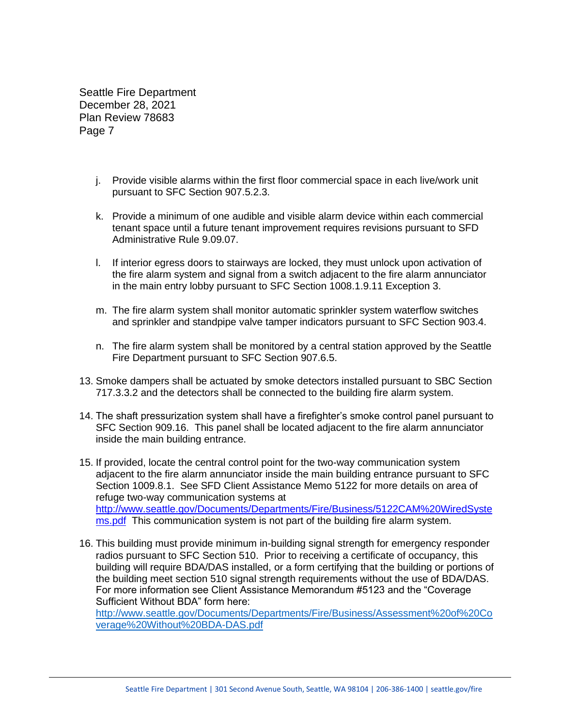j. Provide visible alarms within the first floor commercial space in each live/work unit pursuant to SFC Section 907.5.2.3.

k. Provide a minimum of one audible and visible alarm device within each commercial tenant space until a future tenant improvement requires revisions pursuant to SFD Administrative Rule 9.09.07.

l. If interior egress doors to stairways are locked, they must unlock upon activation of the fire alarm system and signal from a switch adjacent to the fire alarm annunciator in the main entry lobby pursuant to SFC Section 1008.1.9.11 Exception 3.

m. The fire alarm system shall monitor automatic sprinkler system waterflow switches and sprinkler and standpipe valve tamper indicators pursuant to SFC Section 903.4.

n. The fire alarm system shall be monitored by a central station approved by the Seattle Fire Department pursuant to SFC Section 907.6.5.

13. Smoke dampers shall be actuated by smoke detectors installed pursuant to SBC Section 717.3.3.2 and the detectors shall be connected to the building fire alarm system.

14. The shaft pressurization system shall have a firefighter's smoke control panel pursuant to SFC Section 909.16. This panel shall be located adjacent to the fire alarm annunciator inside the main building entrance.

15. If provided, locate the central control point for the two-way communication system adjacent to the fire alarm annunciator inside the main building entrance pursuant to SFC Section 1009.8.1. See SFD Client Assistance Memo 5122 for more details on area of refuge two-way communication systems at [http://www.seattle.gov/Documents/Departments/Fire/Business/5122CAM%20WiredSystems.pdf](http://www.seattle.gov/Documents/Departments/Fire/Business/5122CAM%20WiredSystems.pdf) This communication system is not part of the building fire alarm system.

16. This building must provide minimum in-building signal strength for emergency responder radios pursuant to SFC Section 510. Prior to receiving a certificate of occupancy, this building will require BDA/DAS installed, or a form certifying that the building or portions of the building meet section 510 signal strength requirements without the use of BDA/DAS. For more information see Client Assistance Memorandum #5123 and the "Coverage Sufficient Without BDA" form here: [http://www.seattle.gov/Documents/Departments/Fire/Business/Assessment%20of%20Coverage%20Without%20BDA-DAS.pdf](http://www.seattle.gov/Documents/Departments/Fire/Business/Assessment%20of%20Coverage%20Without%20BDA-DAS.pdf)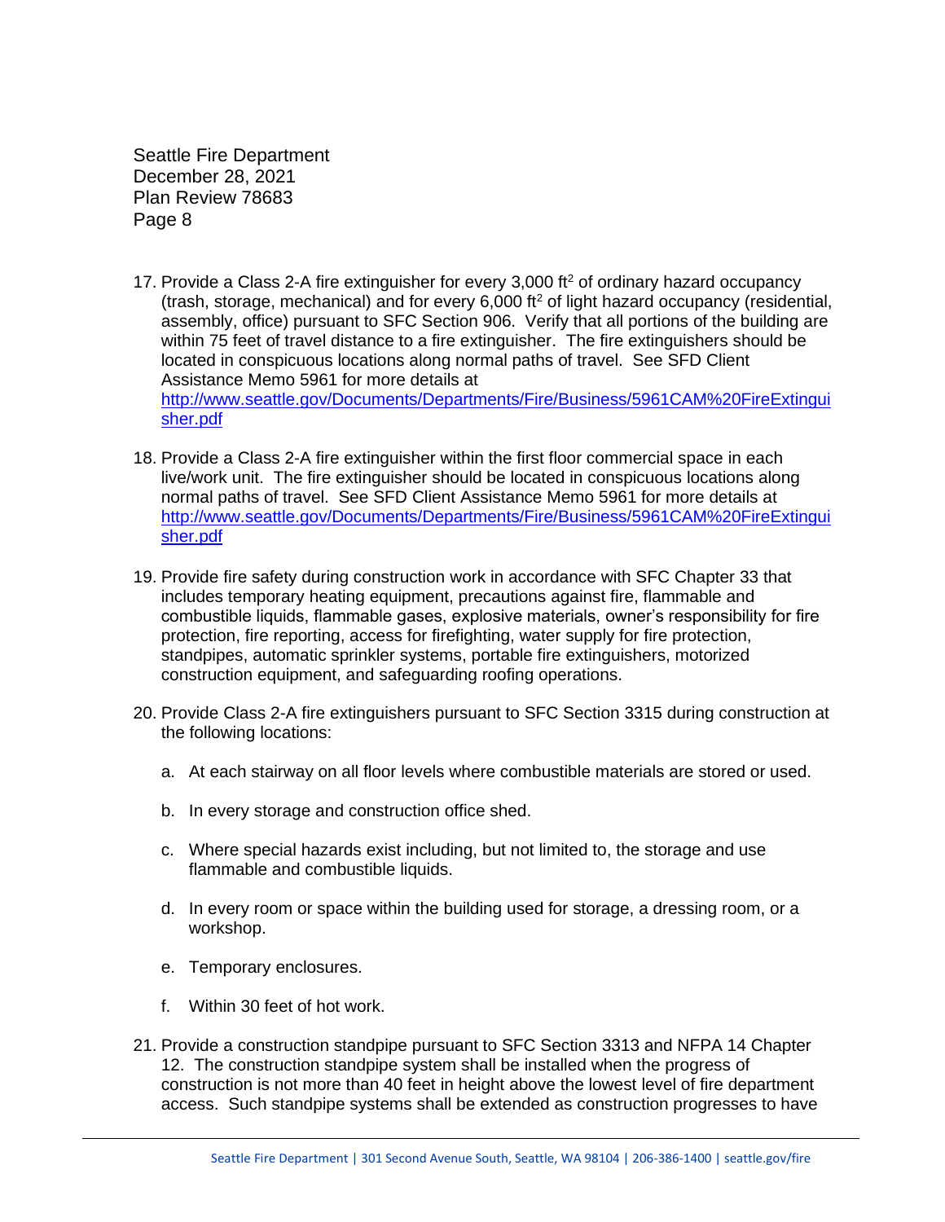17. Provide a Class 2-A fire extinguisher for every 3,000 ft$^2$ of ordinary hazard occupancy (trash, storage, mechanical) and for every 6,000 ft$^2$ of light hazard occupancy (residential, assembly, office) pursuant to SFC Section 906. Verify that all portions of the building are within 75 feet of travel distance to a fire extinguisher. The fire extinguishers should be located in conspicuous locations along normal paths of travel. See SFD Client Assistance Memo 5961 for more details at [http://www.seattle.gov/Documents/Departments/Fire/Business/5961CAM%20FireExtinguisher.pdf](http://www.seattle.gov/Documents/Departments/Fire/Business/5961CAM%20FireExtinguisher.pdf)

18. Provide a Class 2-A fire extinguisher within the first floor commercial space in each live/work unit. The fire extinguisher should be located in conspicuous locations along normal paths of travel. See SFD Client Assistance Memo 5961 for more details at [http://www.seattle.gov/Documents/Departments/Fire/Business/5961CAM%20FireExtinguisher.pdf](http://www.seattle.gov/Documents/Departments/Fire/Business/5961CAM%20FireExtinguisher.pdf)

19. Provide fire safety during construction work in accordance with SFC Chapter 33 that includes temporary heating equipment, precautions against fire, flammable and combustible liquids, flammable gases, explosive materials, owner's responsibility for fire protection, fire reporting, access for firefighting, water supply for fire protection, standpipes, automatic sprinkler systems, portable fire extinguishers, motorized construction equipment, and safeguarding roofing operations.

20. Provide Class 2-A fire extinguishers pursuant to SFC Section 3315 during construction at the following locations:

    a. At each stairway on all floor levels where combustible materials are stored or used.

    b. In every storage and construction office shed.

    c. Where special hazards exist including, but not limited to, the storage and use flammable and combustible liquids.

    d. In every room or space within the building used for storage, a dressing room, or a workshop.

    e. Temporary enclosures.

    f. Within 30 feet of hot work.

21. Provide a construction standpipe pursuant to SFC Section 3313 and NFPA 14 Chapter 12. The construction standpipe system shall be installed when the progress of construction is not more than 40 feet in height above the lowest level of fire department access. Such standpipe systems shall be extended as construction progresses to have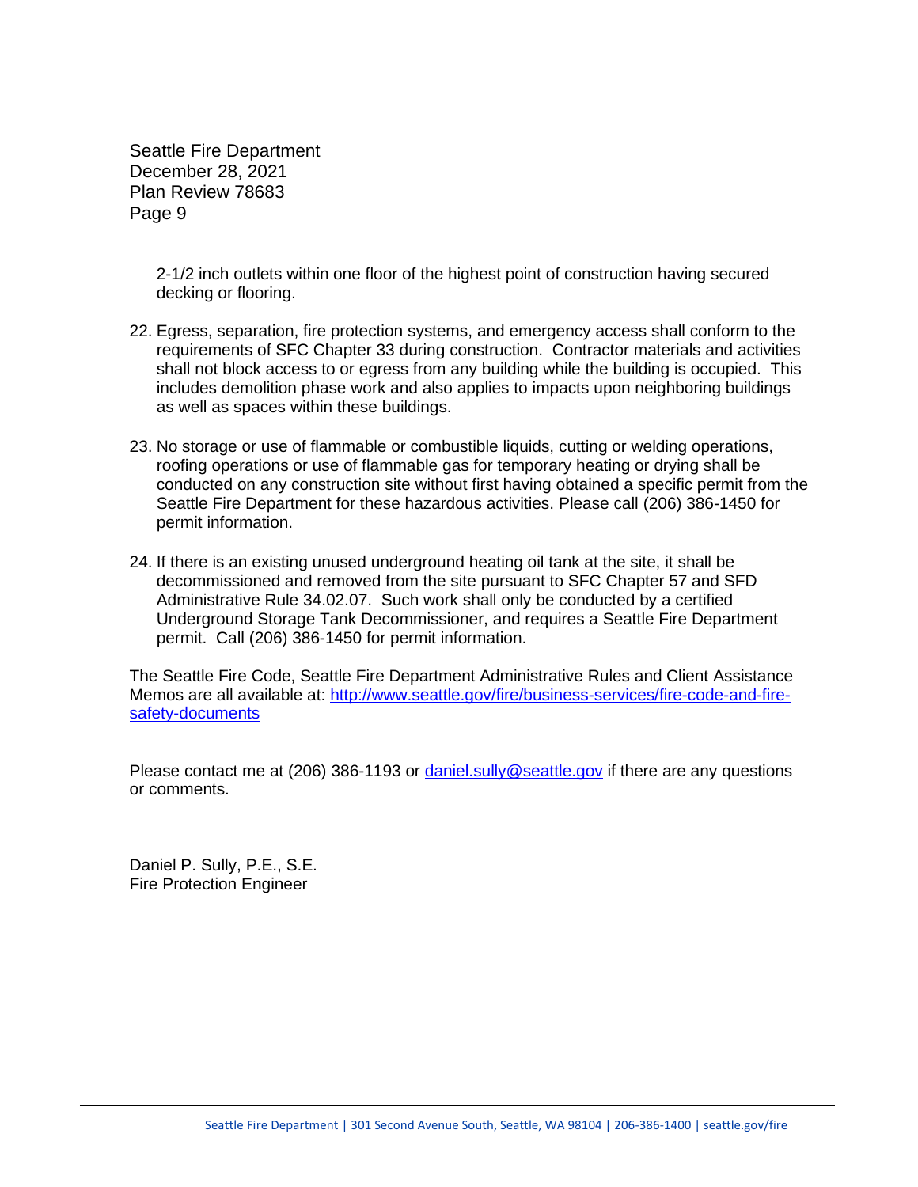2-1/2 inch outlets within one floor of the highest point of construction having secured decking or flooring.

22. Egress, separation, fire protection systems, and emergency access shall conform to the requirements of SFC Chapter 33 during construction. Contractor materials and activities shall not block access to or egress from any building while the building is occupied. This includes demolition phase work and also applies to impacts upon neighboring buildings as well as spaces within these buildings.

23. No storage or use of flammable or combustible liquids, cutting or welding operations, roofing operations or use of flammable gas for temporary heating or drying shall be conducted on any construction site without first having obtained a specific permit from the Seattle Fire Department for these hazardous activities. Please call (206) 386-1450 for permit information.

24. If there is an existing unused underground heating oil tank at the site, it shall be decommissioned and removed from the site pursuant to SFC Chapter 57 and SFD Administrative Rule 34.02.07. Such work shall only be conducted by a certified Underground Storage Tank Decommissioner, and requires a Seattle Fire Department permit. Call (206) 386-1450 for permit information.

The Seattle Fire Code, Seattle Fire Department Administrative Rules and Client Assistance Memos are all available at: [http://www.seattle.gov/fire/business-services/fire-code-and-fire-safety-documents](http://www.seattle.gov/fire/business-services/fire-code-and-fire-safety-documents)

Please contact me at (206) 386-1193 or [daniel.sully@seattle.gov](mailto:daniel.sully@seattle.gov) if there are any questions or comments.

Daniel P. Sully, P.E., S.E.
Fire Protection Engineer